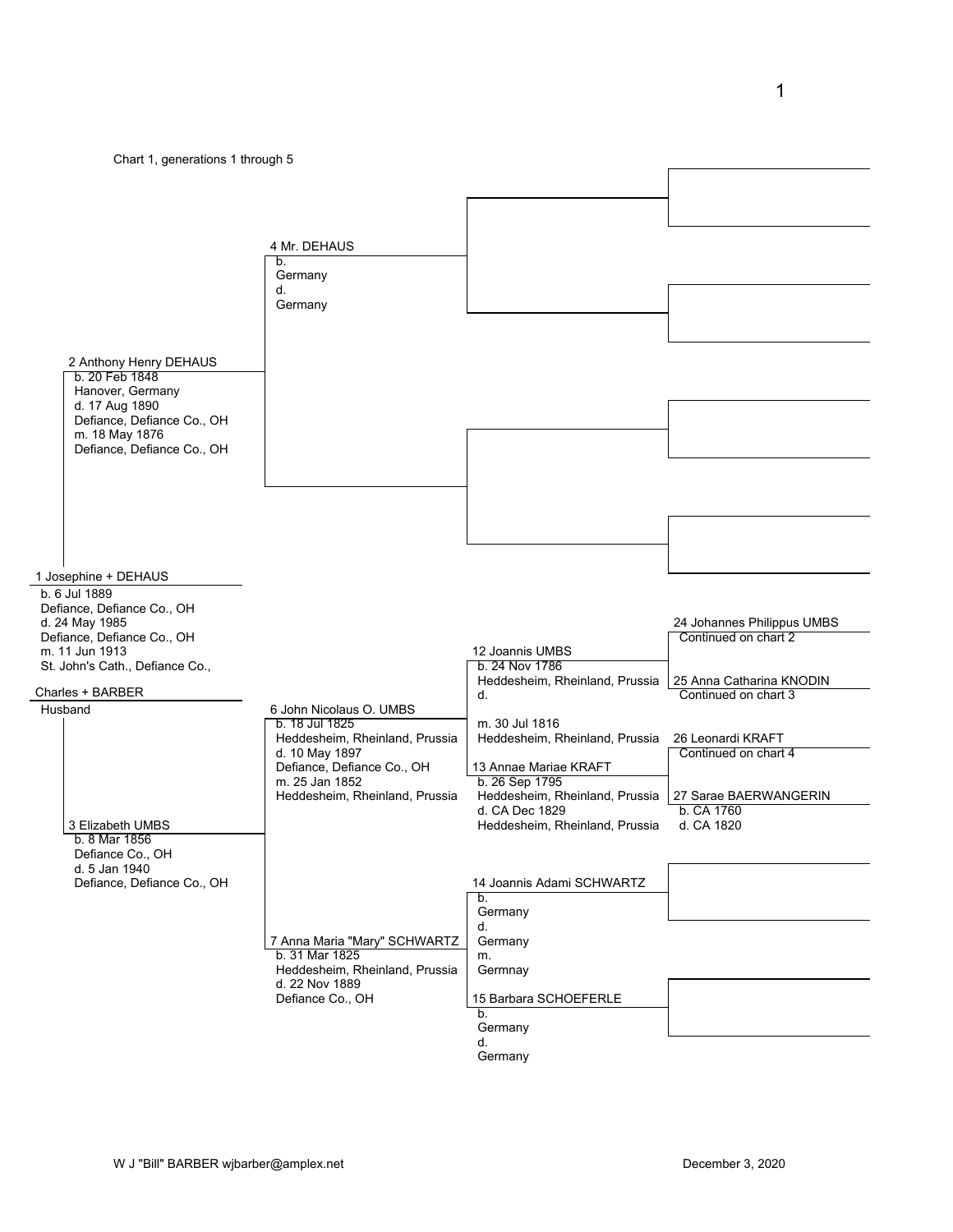Chart 1, generations 1 through 5

**1 Josephine + DEHAUS**
b. 6 Jul 1889
Defiance, Defiance Co., OH
d. 24 May 1985
Defiance, Defiance Co., OH
m. 11 Jun 1913
St. John's Cath., Defiance Co.,

**Charles + BARBER**
Husband

**2 Anthony Henry DEHAUS**
b. 20 Feb 1848
Hanover, Germany
d. 17 Aug 1890
Defiance, Defiance Co., OH
m. 18 May 1876
Defiance, Defiance Co., OH

**3 Elizabeth UMBS**
b. 8 Mar 1856
Defiance Co., OH
d. 5 Jan 1940
Defiance, Defiance Co., OH

**4 Mr. DEHAUS**
b.
Germany
d.
Germany

**6 John Nicolaus O. UMBS**
b. 18 Jul 1825
Heddesheim, Rheinland, Prussia
d. 10 May 1897
Defiance, Defiance Co., OH
m. 25 Jan 1852
Heddesheim, Rheinland, Prussia

**7 Anna Maria "Mary" SCHWARTZ**
b. 31 Mar 1825
Heddesheim, Rheinland, Prussia
d. 22 Nov 1889
Defiance Co., OH

**12 Joannis UMBS**
b. 24 Nov 1786
Heddesheim, Rheinland, Prussia
d.

m. 30 Jul 1816
Heddesheim, Rheinland, Prussia

**13 Annae Mariae KRAFT**
b. 26 Sep 1795
Heddesheim, Rheinland, Prussia
d. CA Dec 1829
Heddesheim, Rheinland, Prussia

**14 Joannis Adami SCHWARTZ**
b.
Germany
d.
Germany
m.
Germnay

**15 Barbara SCHOEFERLE**
b.
Germany
d.
Germany

**24 Johannes Philippus UMBS**
Continued on chart 2

**25 Anna Catharina KNODIN**
Continued on chart 3

**26 Leonardi KRAFT**
Continued on chart 4

**27 Sarae BAERWANGERIN**
b. CA 1760
d. CA 1820

W J "Bill" BARBER wjbarber@amplex.net

December 3, 2020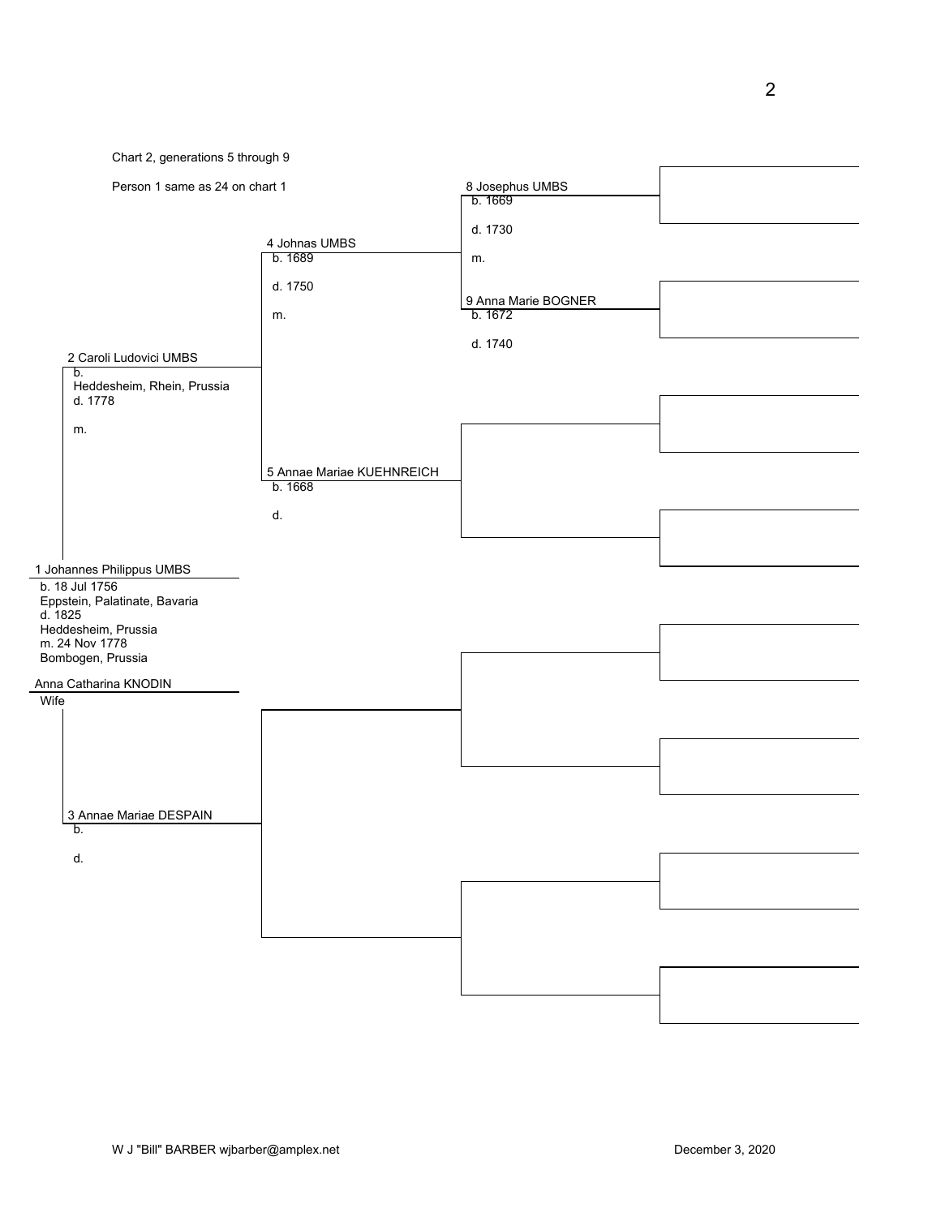Chart 2, generations 5 through 9

Person 1 same as 24 on chart 1

**1 Johannes Philippus UMBS**
b. 18 Jul 1756
Eppstein, Palatinate, Bavaria
d. 1825
Heddesheim, Prussia
m. 24 Nov 1778
Bombogen, Prussia

Anna Catharina KNODIN
Wife

**2 Caroli Ludovici UMBS**
b.
Heddesheim, Rhein, Prussia
d. 1778

m.

**3 Annae Mariae DESPAIN**
b.

d.

**4 Johnas UMBS**
b. 1689

d. 1750

m.

**5 Annae Mariae KUEHNREICH**
b. 1668

d.

**8 Josephus UMBS**
b. 1669

d. 1730

m.

**9 Anna Marie BOGNER**
b. 1672

d. 1740

W J "Bill" BARBER wjbarber@amplex.net

December 3, 2020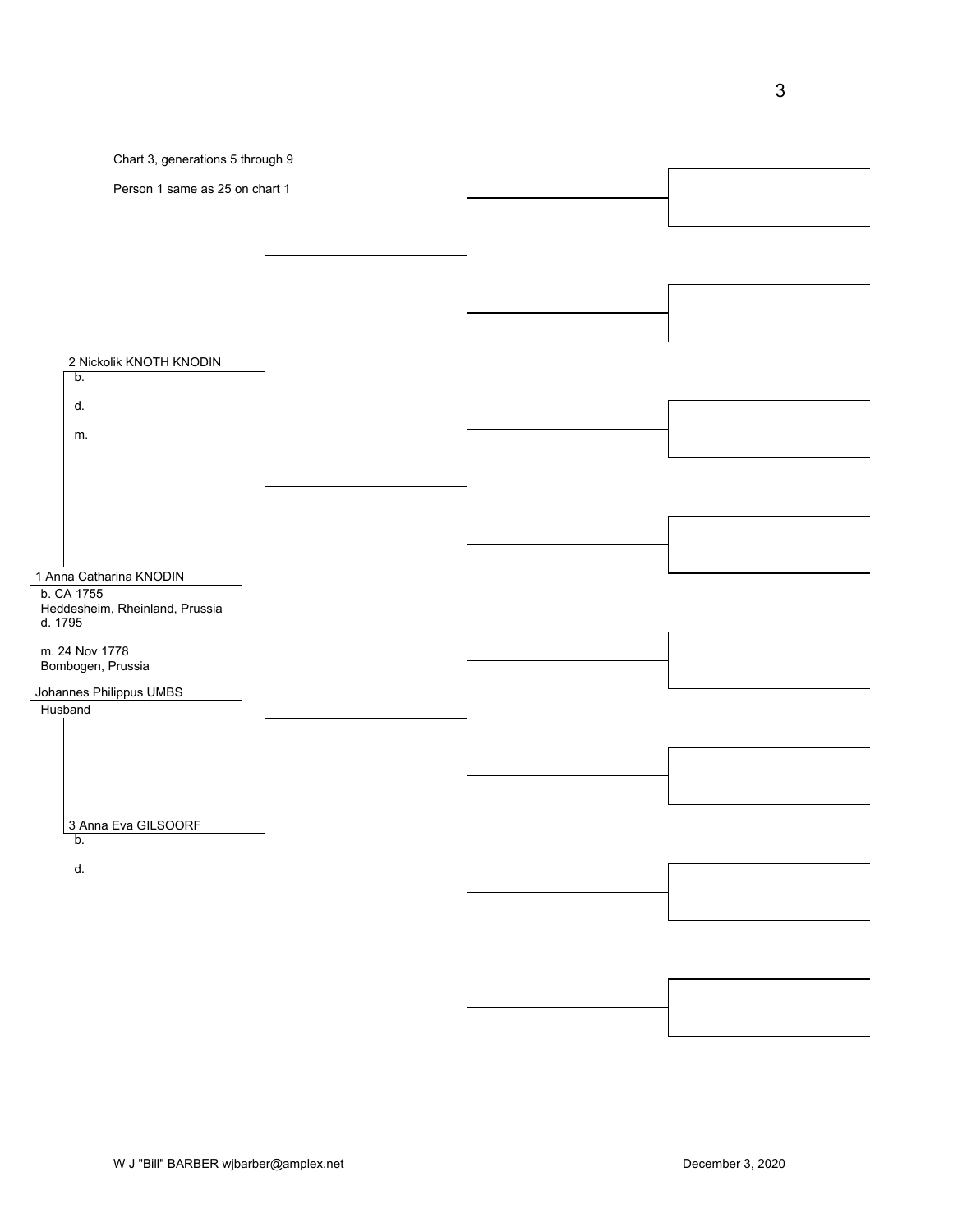Chart 3, generations 5 through 9

Person 1 same as 25 on chart 1

2 Nickolik KNOTH KNODIN
b.

d.

m.

1 Anna Catharina KNODIN
b. CA 1755
Heddesheim, Rheinland, Prussia
d. 1795

m. 24 Nov 1778
Bombogen, Prussia

Johannes Philippus UMBS
Husband

3 Anna Eva GILSOORF
b.

d.

W J "Bill" BARBER wjbarber@amplex.net

December 3, 2020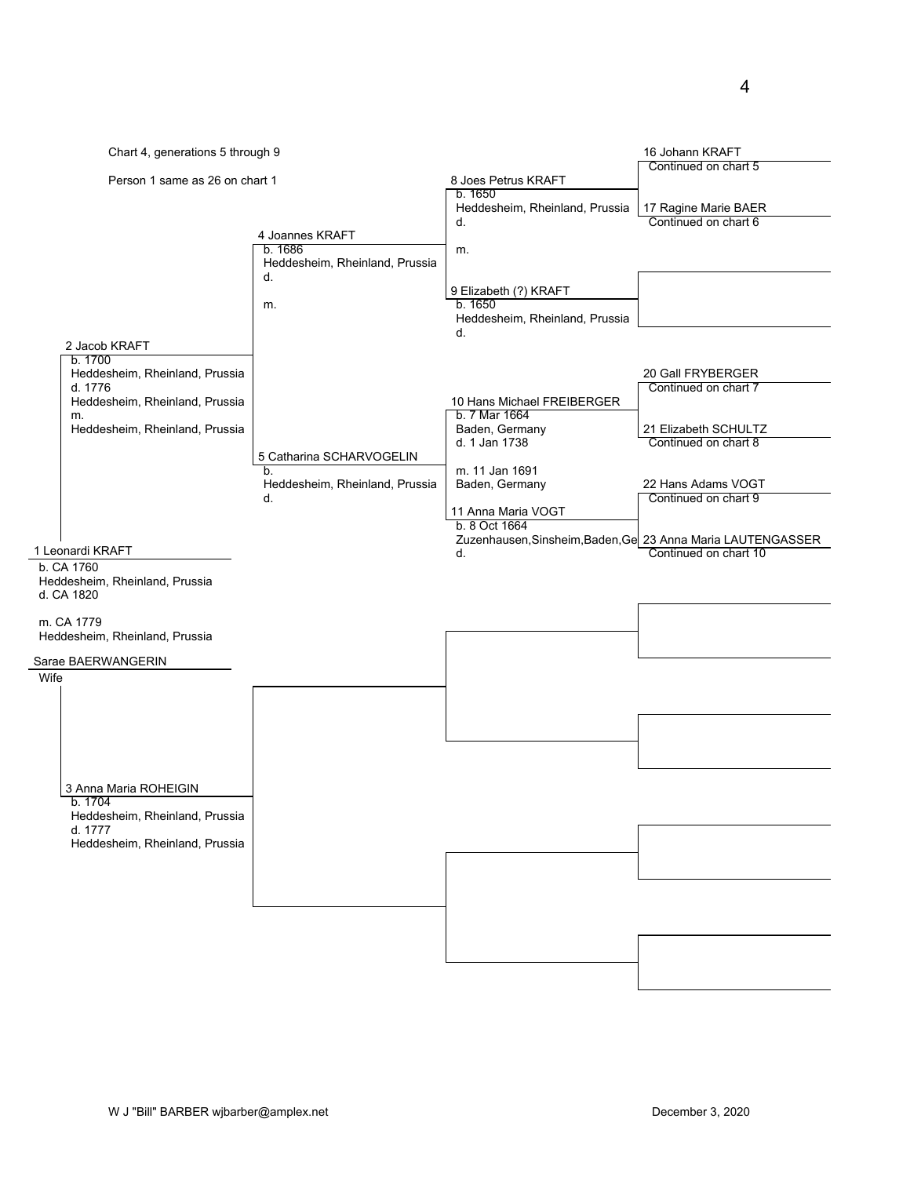Chart 4, generations 5 through 9

Person 1 same as 26 on chart 1

**1 Leonardi KRAFT**
b. CA 1760
Heddesheim, Rheinland, Prussia
d. CA 1820

m. CA 1779
Heddesheim, Rheinland, Prussia

**Sarae BAERWANGERIN**
Wife

**2 Jacob KRAFT**
b. 1700
Heddesheim, Rheinland, Prussia
d. 1776
Heddesheim, Rheinland, Prussia
m.
Heddesheim, Rheinland, Prussia

**3 Anna Maria ROHEIGIN**
b. 1704
Heddesheim, Rheinland, Prussia
d. 1777
Heddesheim, Rheinland, Prussia

**4 Joannes KRAFT**
b. 1686
Heddesheim, Rheinland, Prussia
d.

m.

**5 Catharina SCHARVOGELIN**
b.
Heddesheim, Rheinland, Prussia
d.

**8 Joes Petrus KRAFT**
b. 1650
Heddesheim, Rheinland, Prussia
d.

m.

**9 Elizabeth (?) KRAFT**
b. 1650
Heddesheim, Rheinland, Prussia
d.

**10 Hans Michael FREIBERGER**
b. 7 Mar 1664
Baden, Germany
d. 1 Jan 1738

m. 11 Jan 1691
Baden, Germany

**11 Anna Maria VOGT**
b. 8 Oct 1664
Zuzenhausen,Sinsheim,Baden,Ge
d.

**16 Johann KRAFT**
Continued on chart 5

**17 Ragine Marie BAER**
Continued on chart 6

**20 Gall FRYBERGER**
Continued on chart 7

**21 Elizabeth SCHULTZ**
Continued on chart 8

**22 Hans Adams VOGT**
Continued on chart 9

**23 Anna Maria LAUTENGASSER**
Continued on chart 10

W J "Bill" BARBER wjbarber@amplex.net

December 3, 2020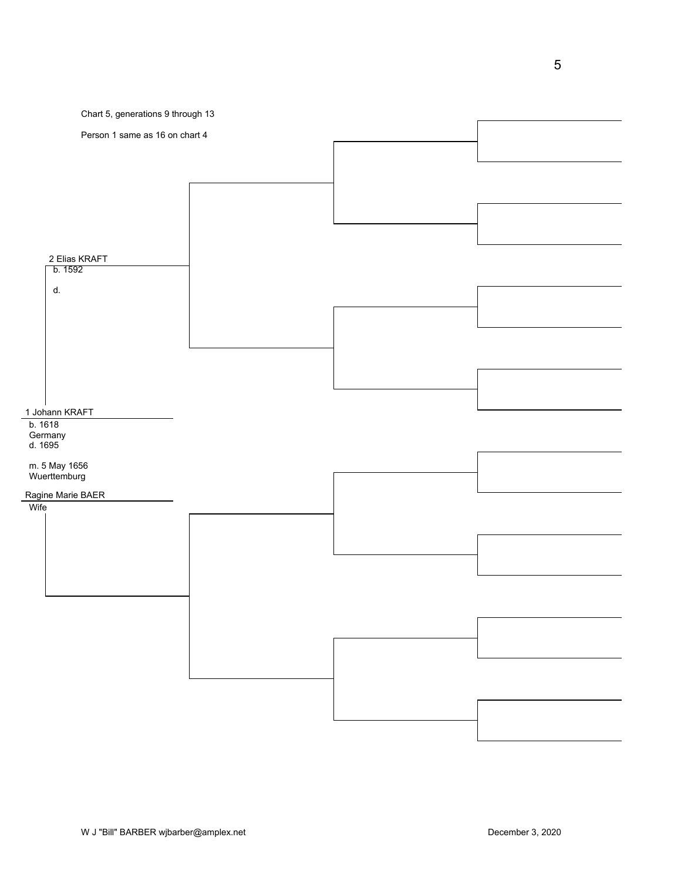Chart 5, generations 9 through 13

Person 1 same as 16 on chart 4

2 Elias KRAFT
b. 1592

d.

1 Johann KRAFT
b. 1618
Germany
d. 1695

m. 5 May 1656
Wuerttemburg

Ragine Marie BAER
Wife

W J "Bill" BARBER wjbarber@amplex.net

December 3, 2020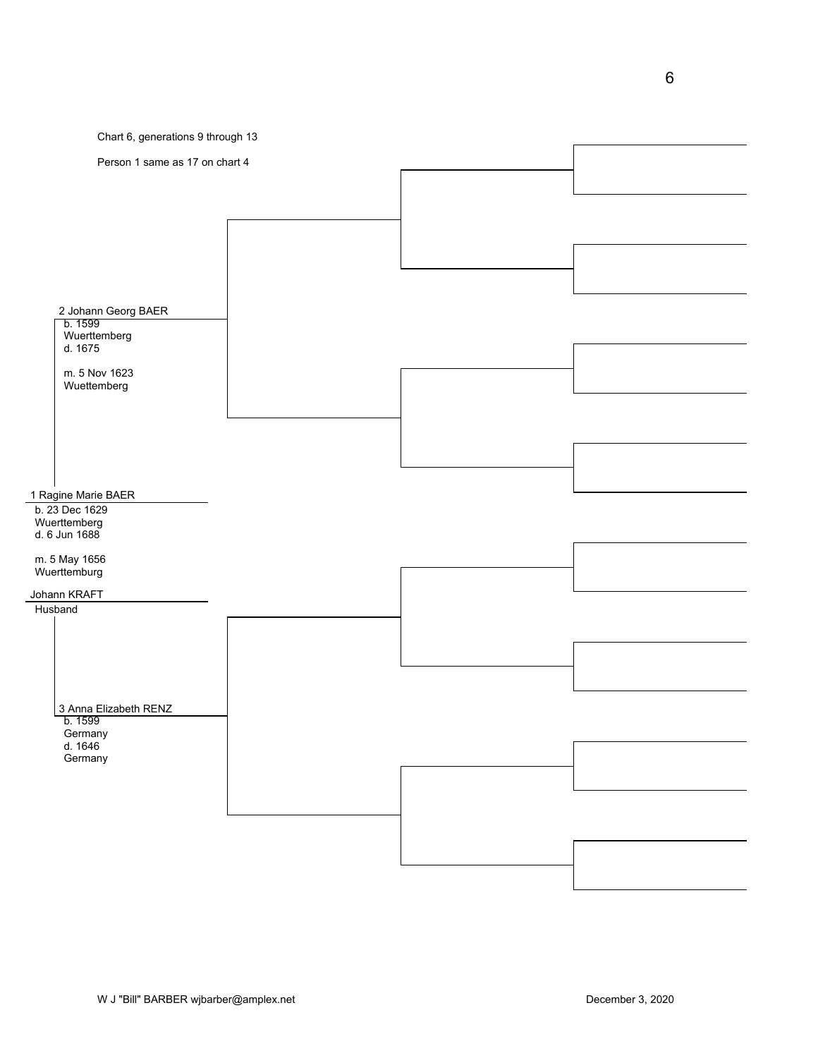Chart 6, generations 9 through 13

Person 1 same as 17 on chart 4

2 Johann Georg BAER
b. 1599
Wuerttemberg
d. 1675

m. 5 Nov 1623
Wuettemberg

1 Ragine Marie BAER
b. 23 Dec 1629
Wuerttemberg
d. 6 Jun 1688

m. 5 May 1656
Wuerttemburg

Johann KRAFT
Husband

3 Anna Elizabeth RENZ
b. 1599
Germany
d. 1646
Germany

W J "Bill" BARBER wjbarber@amplex.net

December 3, 2020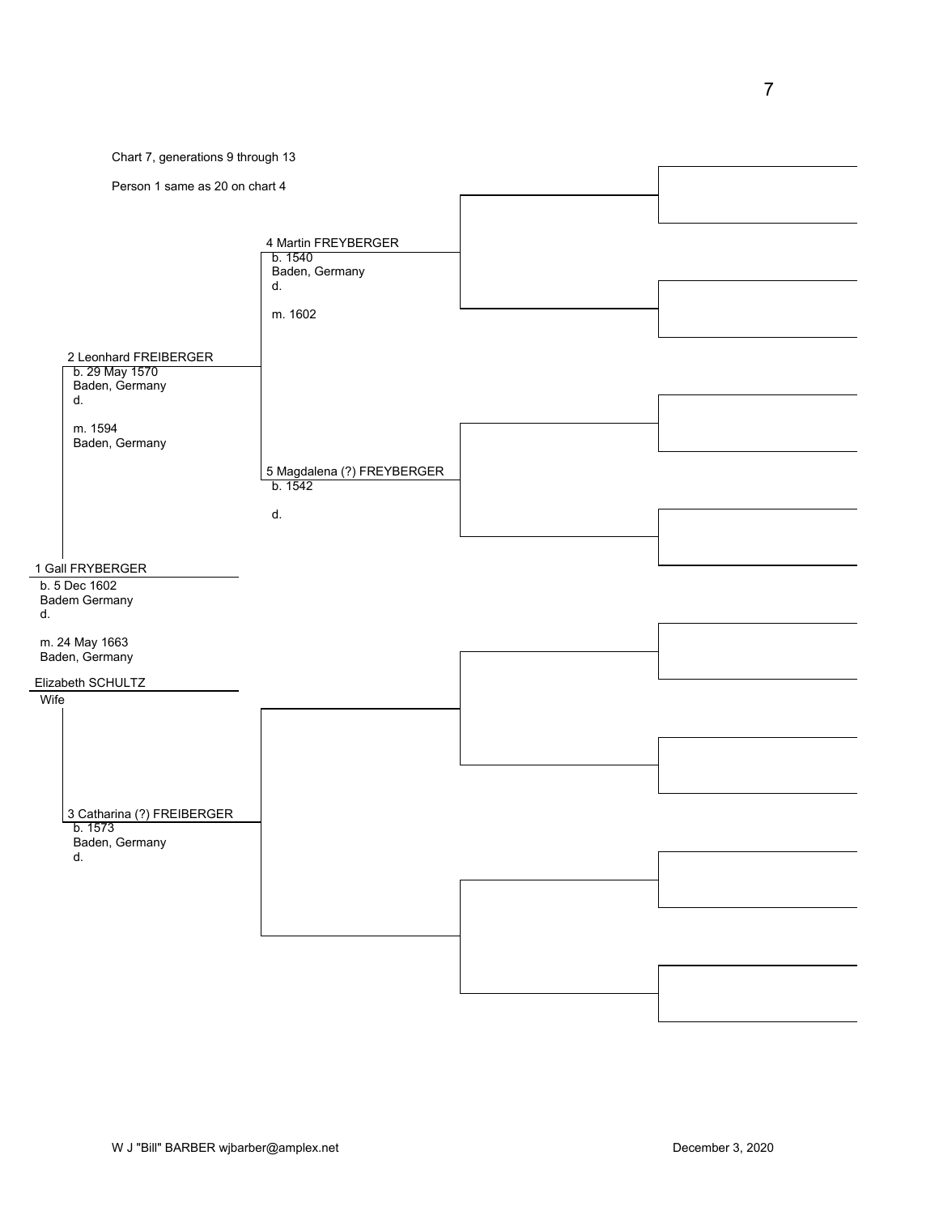Chart 7, generations 9 through 13

Person 1 same as 20 on chart 4

4 Martin FREYBERGER
b. 1540
Baden, Germany
d.

m. 1602

2 Leonhard FREIBERGER
b. 29 May 1570
Baden, Germany
d.

m. 1594
Baden, Germany

5 Magdalena (?) FREYBERGER
b. 1542

d.

1 Gall FRYBERGER
b. 5 Dec 1602
Badem Germany
d.

m. 24 May 1663
Baden, Germany

Elizabeth SCHULTZ
Wife

3 Catharina (?) FREIBERGER
b. 1573
Baden, Germany
d.

W J "Bill" BARBER wjbarber@amplex.net

December 3, 2020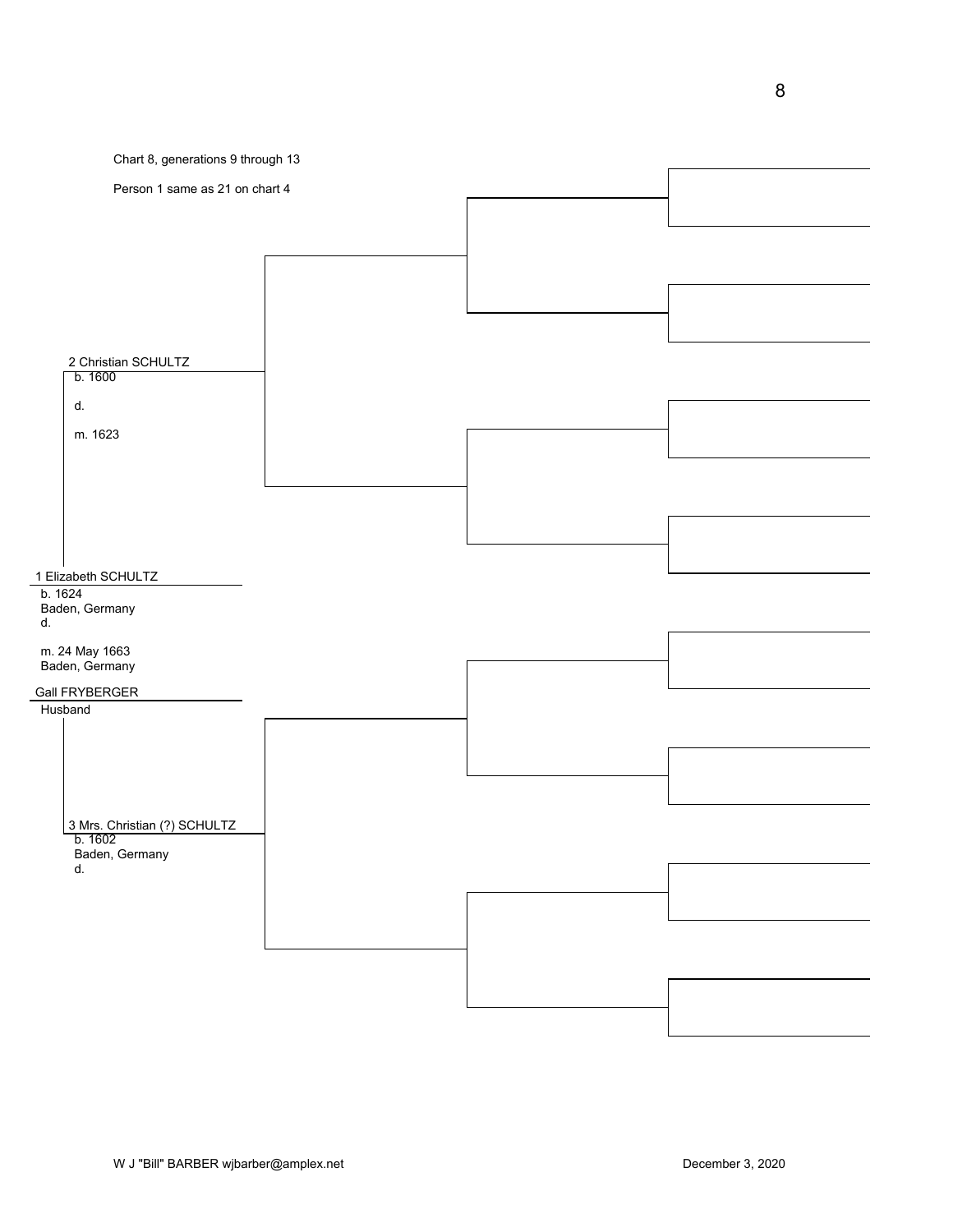Chart 8, generations 9 through 13

Person 1 same as 21 on chart 4

2 Christian SCHULTZ
b. 1600

d.

m. 1623

1 Elizabeth SCHULTZ
b. 1624
Baden, Germany
d.

m. 24 May 1663
Baden, Germany

Gall FRYBERGER
Husband

3 Mrs. Christian (?) SCHULTZ
b. 1602
Baden, Germany
d.

W J "Bill" BARBER wjbarber@amplex.net

December 3, 2020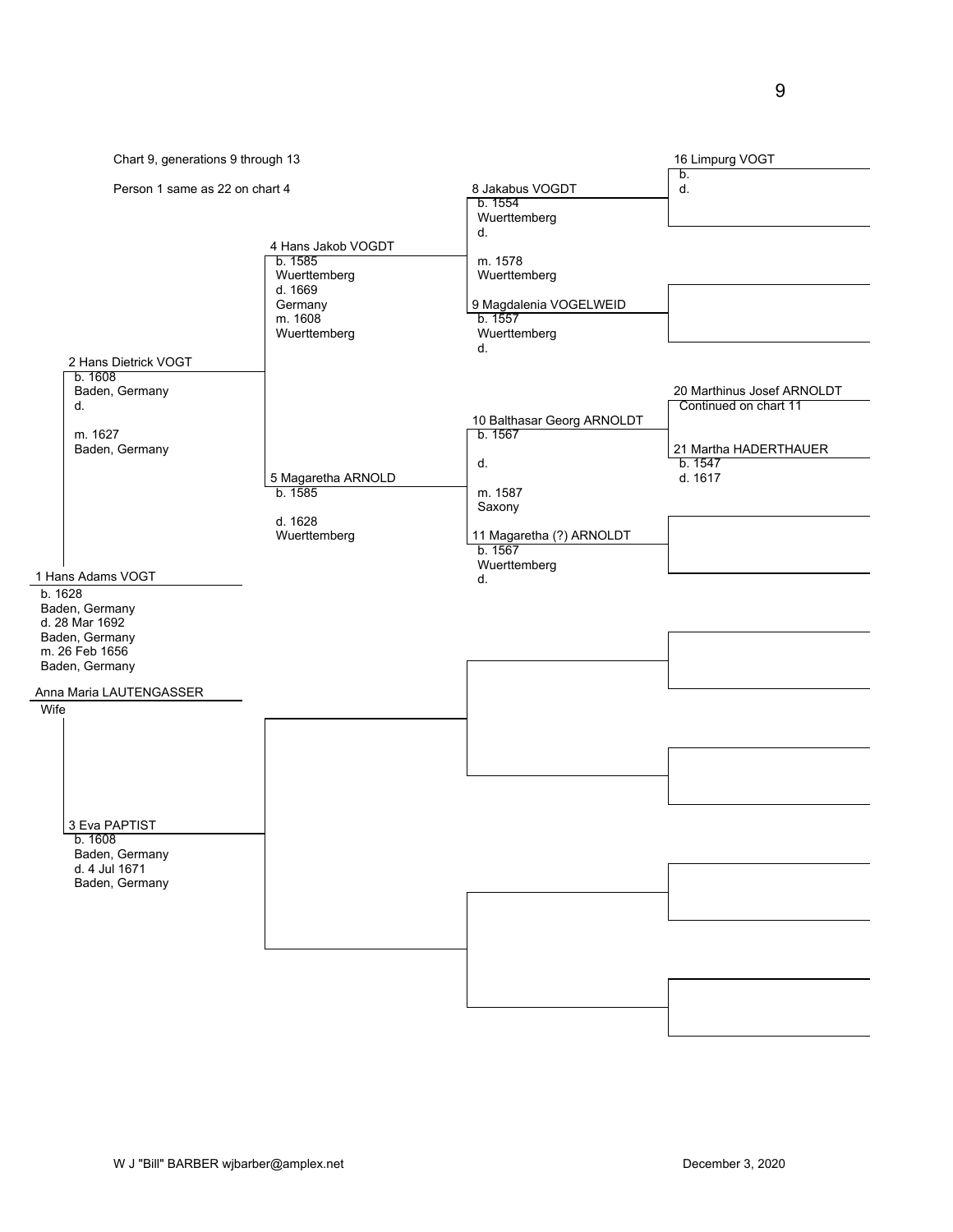Chart 9, generations 9 through 13

Person 1 same as 22 on chart 4

**1 Hans Adams VOGT**
- b. 1628, Baden, Germany
- d. 28 Mar 1692, Baden, Germany
- m. 26 Feb 1656, Baden, Germany

**Anna Maria LAUTENGASSER**
- Wife

**2 Hans Dietrick VOGT**
- b. 1608, Baden, Germany
- d.
- m. 1627, Baden, Germany

**3 Eva PAPTIST**
- b. 1608, Baden, Germany
- d. 4 Jul 1671, Baden, Germany

**4 Hans Jakob VOGDT**
- b. 1585, Wuerttemberg
- d. 1669, Germany
- m. 1608, Wuerttemberg

**5 Magaretha ARNOLD**
- b. 1585
- d. 1628, Wuerttemberg

**8 Jakabus VOGDT**
- b. 1554, Wuerttemberg
- d.
- m. 1578, Wuerttemberg

**9 Magdalenia VOGELWEID**
- b. 1557, Wuerttemberg
- d.

**10 Balthasar Georg ARNOLDT**
- b. 1567
- d.
- m. 1587, Saxony

**11 Magaretha (?) ARNOLDT**
- b. 1567, Wuerttemberg
- d.

**16 Limpurg VOGT**
- b.
- d.

**20 Marthinus Josef ARNOLDT**
- Continued on chart 11

**21 Martha HADERTHAUER**
- b. 1547
- d. 1617

W J "Bill" BARBER wjbarber@amplex.net

December 3, 2020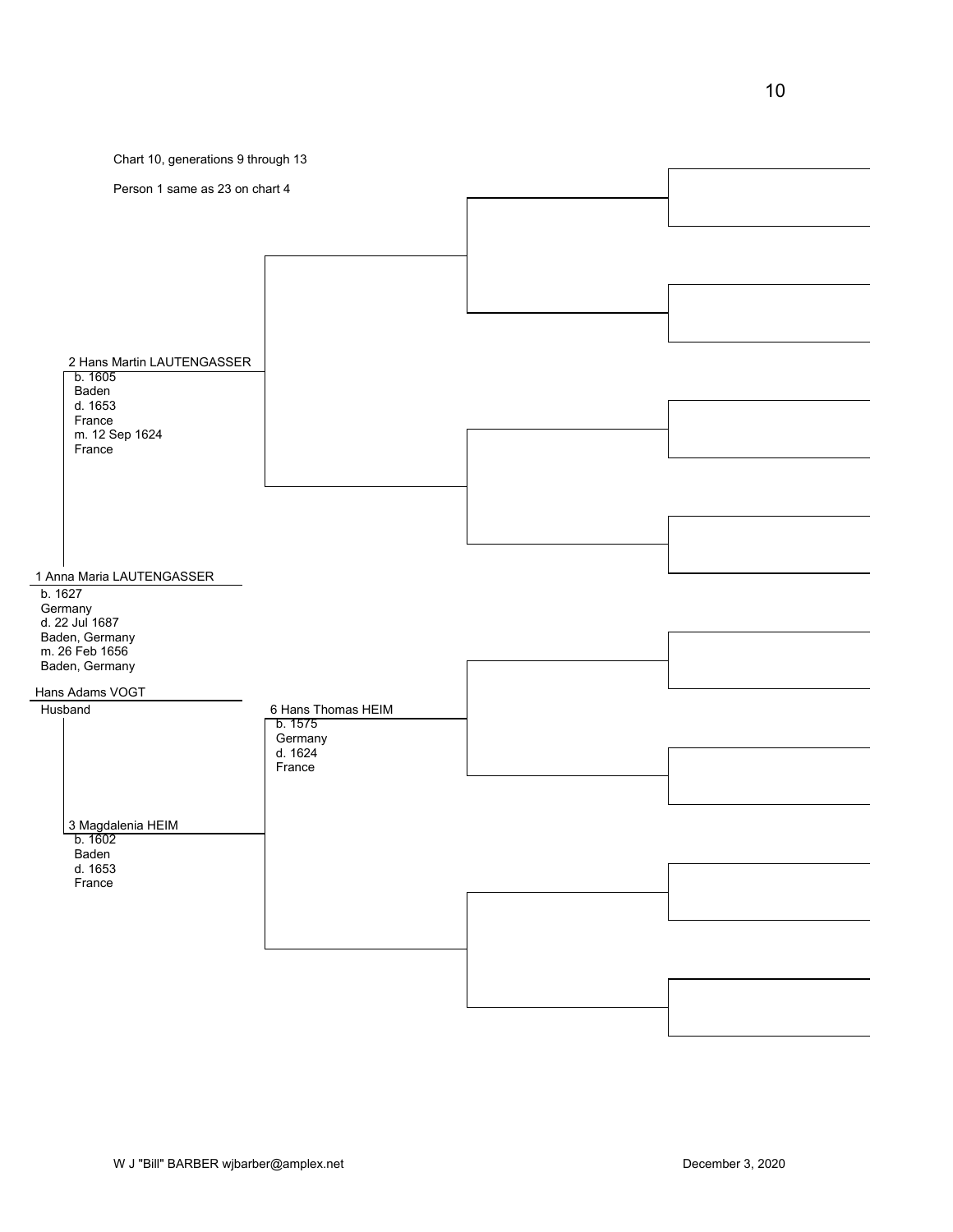Chart 10, generations 9 through 13

Person 1 same as 23 on chart 4

2 Hans Martin LAUTENGASSER
b. 1605
Baden
d. 1653
France
m. 12 Sep 1624
France

1 Anna Maria LAUTENGASSER
b. 1627
Germany
d. 22 Jul 1687
Baden, Germany
m. 26 Feb 1656
Baden, Germany

Hans Adams VOGT
Husband

6 Hans Thomas HEIM
b. 1575
Germany
d. 1624
France

3 Magdalenia HEIM
b. 1602
Baden
d. 1653
France

W J "Bill" BARBER wjbarber@amplex.net

December 3, 2020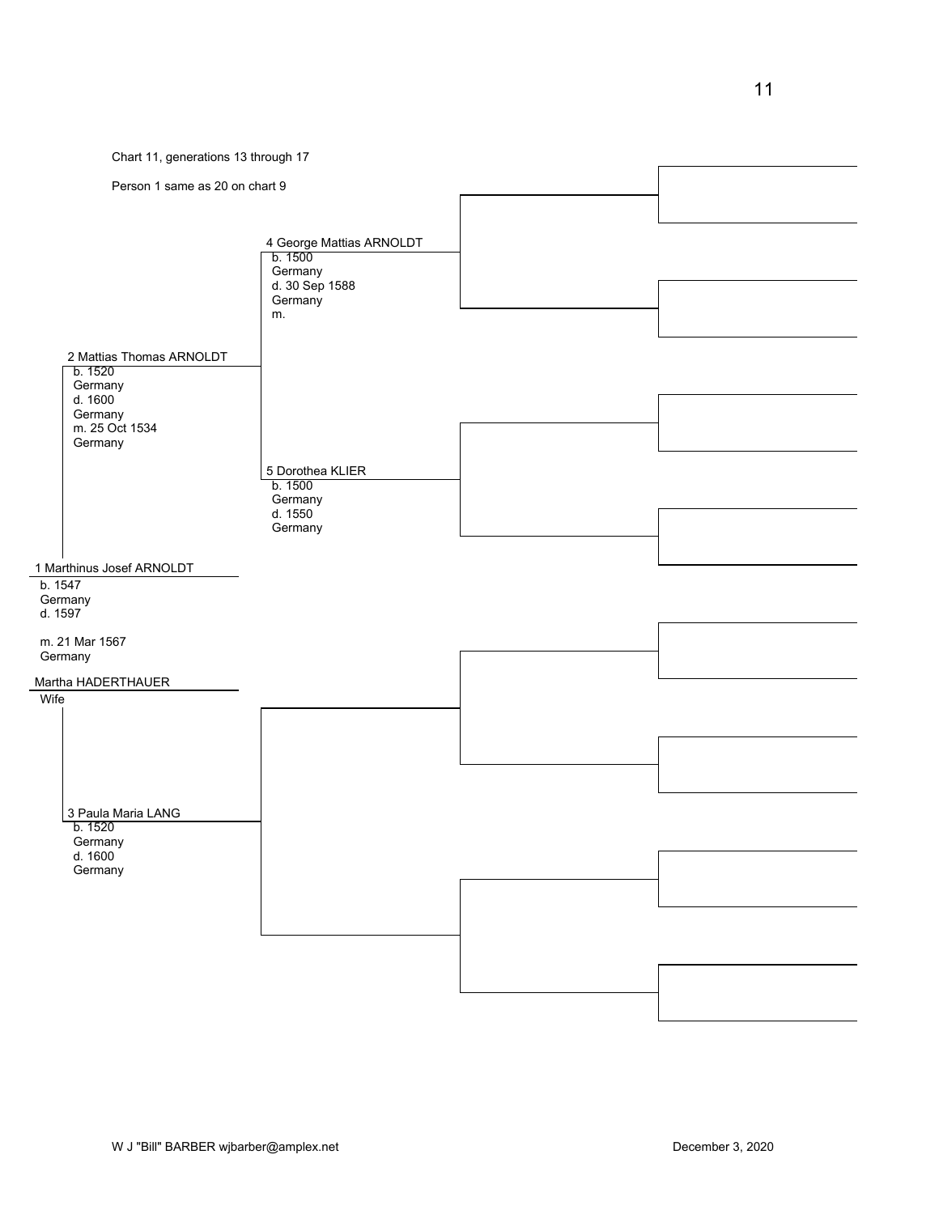Chart 11, generations 13 through 17

Person 1 same as 20 on chart 9

4 George Mattias ARNOLDT
b. 1500
Germany
d. 30 Sep 1588
Germany
m.

2 Mattias Thomas ARNOLDT
b. 1520
Germany
d. 1600
Germany
m. 25 Oct 1534
Germany

5 Dorothea KLIER
b. 1500
Germany
d. 1550
Germany

1 Marthinus Josef ARNOLDT
b. 1547
Germany
d. 1597

m. 21 Mar 1567
Germany

Martha HADERTHAUER
Wife

3 Paula Maria LANG
b. 1520
Germany
d. 1600
Germany

W J "Bill" BARBER wjbarber@amplex.net

December 3, 2020